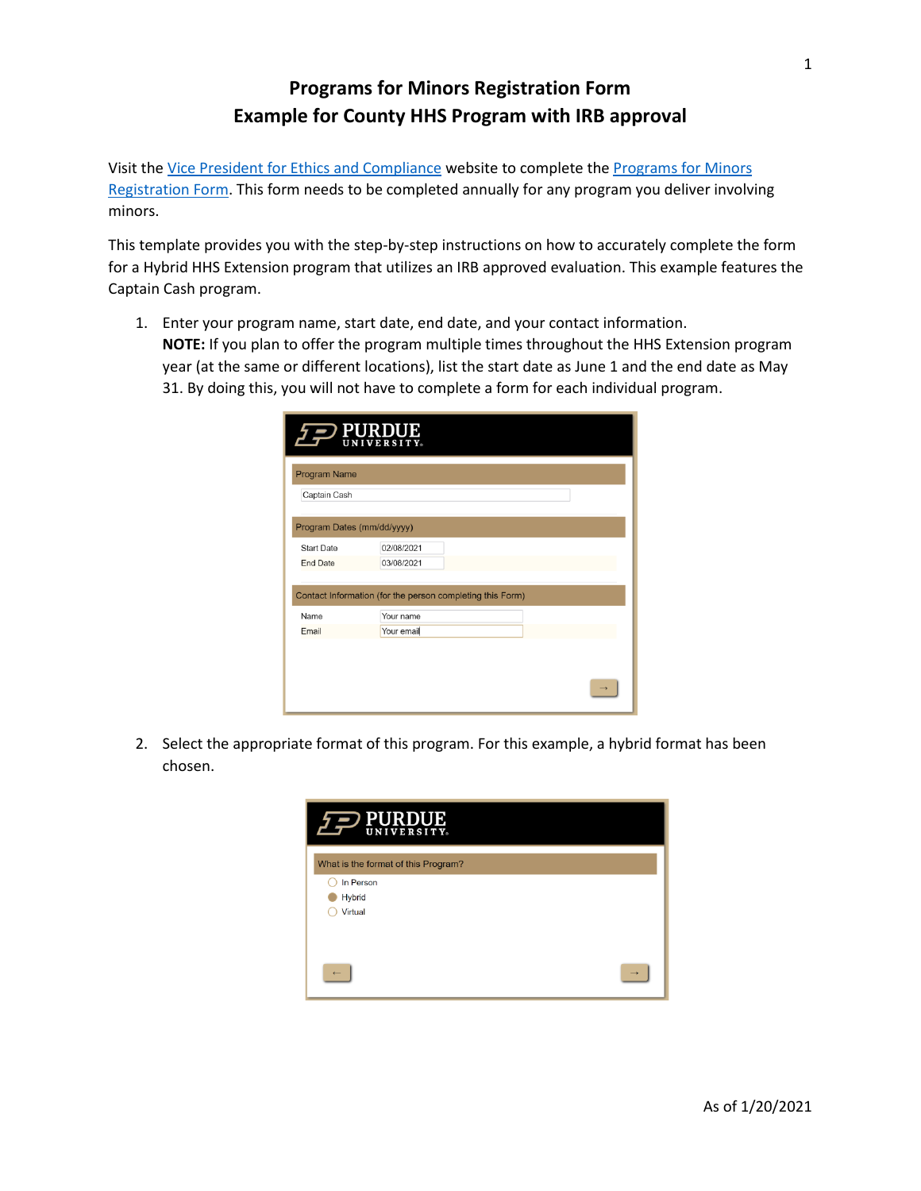# Programs for Minors Registration Form
## Example for County HHS Program with IRB approval

Visit the Vice President for Ethics and Compliance website to complete the Programs for Minors Registration Form. This form needs to be completed annually for any program you deliver involving minors.

This template provides you with the step-by-step instructions on how to accurately complete the form for a Hybrid HHS Extension program that utilizes an IRB approved evaluation. This example features the Captain Cash program.

1. Enter your program name, start date, end date, and your contact information.
   **NOTE:** If you plan to offer the program multiple times throughout the HHS Extension program year (at the same or different locations), list the start date as June 1 and the end date as May 31. By doing this, you will not have to complete a form for each individual program.

   PURDUE UNIVERSITY

   Program Name

   Captain Cash

   Program Dates (mm/dd/yyyy)

   Start Date 02/08/2021

   End Date 03/08/2021

   Contact Information (for the person completing this Form)

   Name Your name

   Email Your email

   →

2. Select the appropriate format of this program. For this example, a hybrid format has been chosen.

   PURDUE UNIVERSITY

   What is the format of this Program?

   - In Person
   - Hybrid
   - Virtual

   ← →

As of 1/20/2021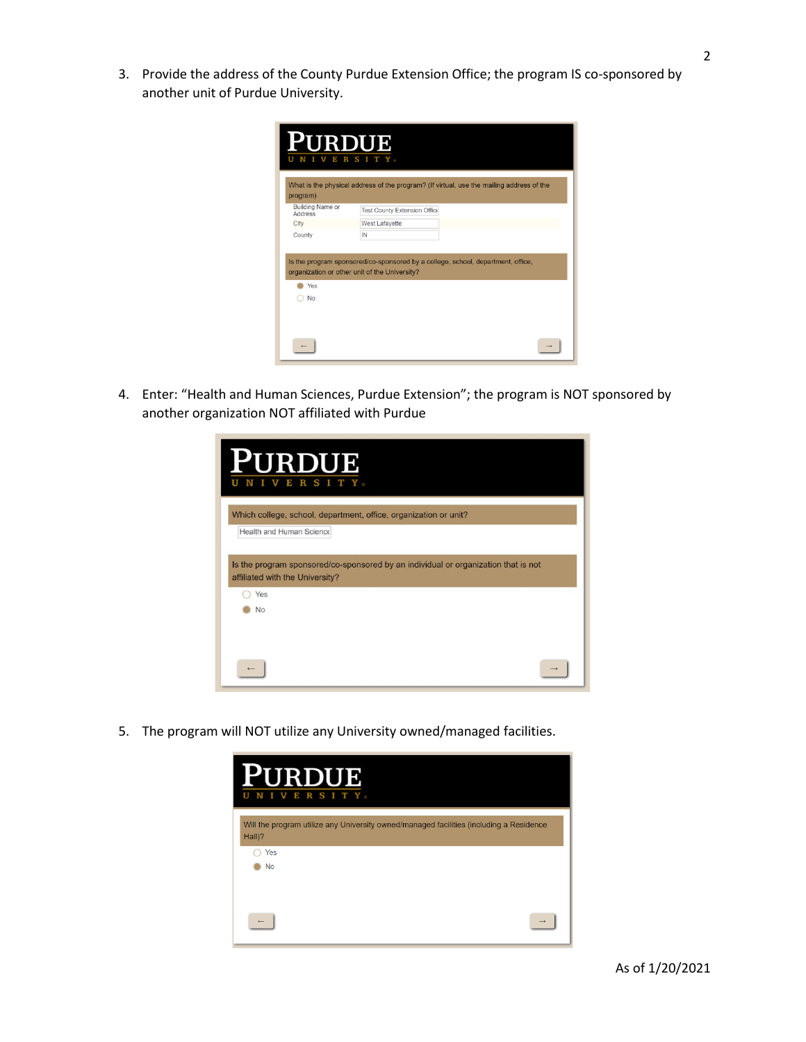3. Provide the address of the County Purdue Extension Office; the program IS co-sponsored by another unit of Purdue University.

PURDUE
UNIVERSITY.

What is the physical address of the program? (If virtual, use the mailing address of the program)

| | |
|---|---|
| Building Name or Address | Test County Extension Offic |
| City | West Lafayette |
| County | IN |

Is the program sponsored/co-sponsored by a college, school, department, office, organization or other unit of the University?

- Yes (selected)
- No

←   →

4. Enter: "Health and Human Sciences, Purdue Extension"; the program is NOT sponsored by another organization NOT affiliated with Purdue

PURDUE
UNIVERSITY.

Which college, school, department, office, organization or unit?

Health and Human Science

Is the program sponsored/co-sponsored by an individual or organization that is not affiliated with the University?

- Yes
- No (selected)

←   →

5. The program will NOT utilize any University owned/managed facilities.

PURDUE
UNIVERSITY.

Will the program utilize any University owned/managed facilities (including a Residence Hall)?

- Yes
- No (selected)

←   →

As of 1/20/2021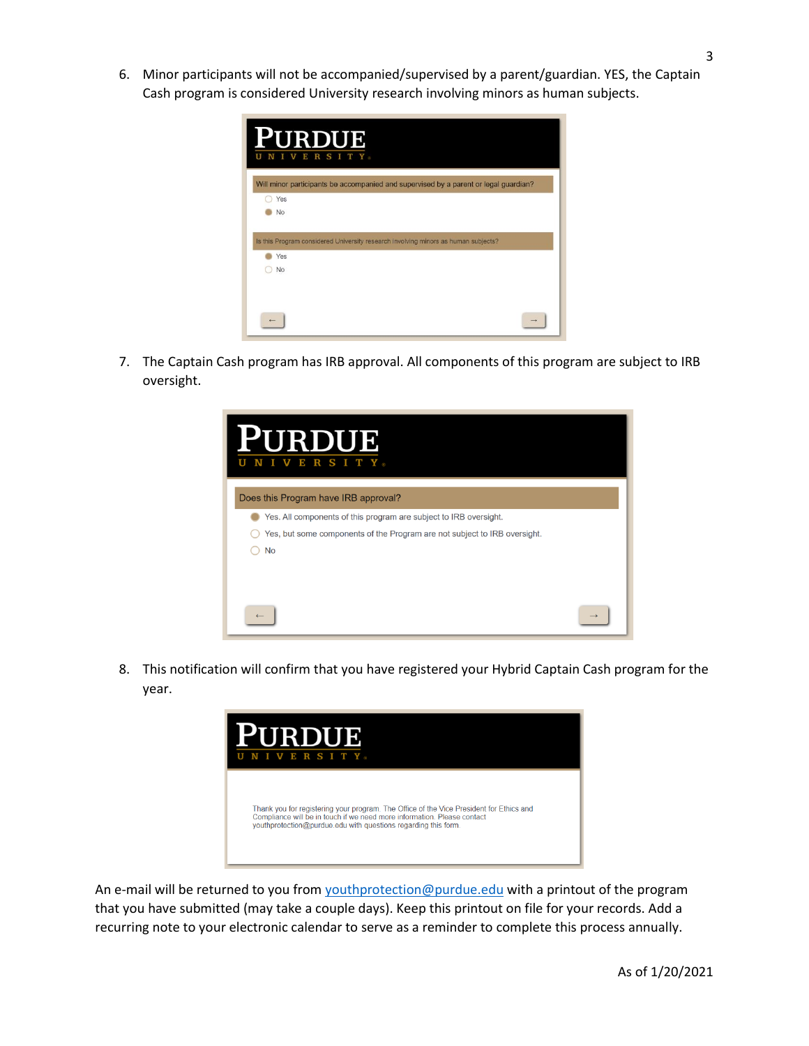6. Minor participants will not be accompanied/supervised by a parent/guardian. YES, the Captain Cash program is considered University research involving minors as human subjects.

PURDUE UNIVERSITY

Will minor participants be accompanied and supervised by a parent or legal guardian?

- Yes
- No (selected)

Is this Program considered University research involving minors as human subjects?

- Yes (selected)
- No

7. The Captain Cash program has IRB approval. All components of this program are subject to IRB oversight.

PURDUE UNIVERSITY

Does this Program have IRB approval?

- Yes. All components of this program are subject to IRB oversight. (selected)
- Yes, but some components of the Program are not subject to IRB oversight.
- No

8. This notification will confirm that you have registered your Hybrid Captain Cash program for the year.

PURDUE UNIVERSITY

Thank you for registering your program. The Office of the Vice President for Ethics and Compliance will be in touch if we need more information. Please contact youthprotection@purdue.edu with questions regarding this form.

An e-mail will be returned to you from [youthprotection@purdue.edu](mailto:youthprotection@purdue.edu) with a printout of the program that you have submitted (may take a couple days). Keep this printout on file for your records. Add a recurring note to your electronic calendar to serve as a reminder to complete this process annually.

As of 1/20/2021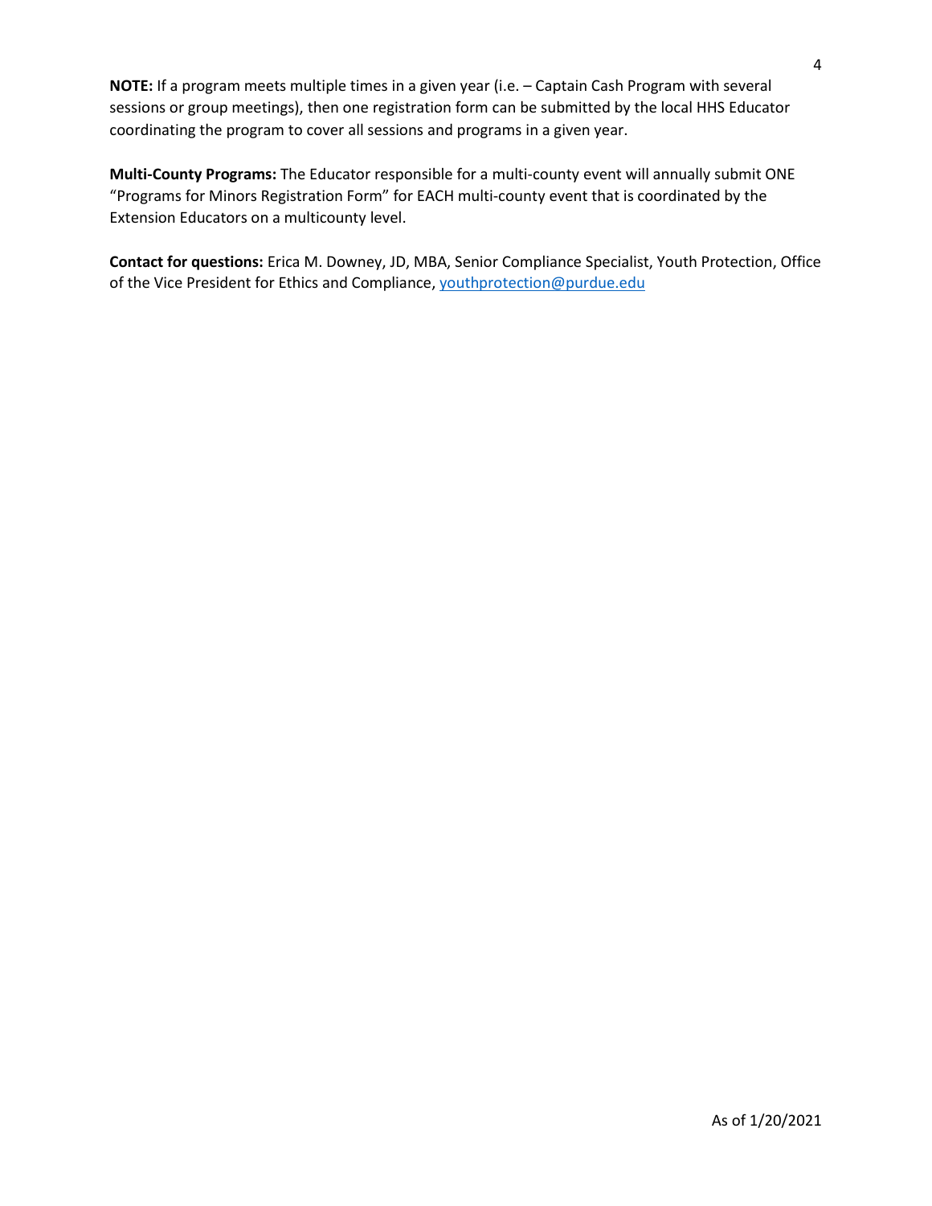**NOTE:** If a program meets multiple times in a given year (i.e. – Captain Cash Program with several sessions or group meetings), then one registration form can be submitted by the local HHS Educator coordinating the program to cover all sessions and programs in a given year.

**Multi-County Programs:** The Educator responsible for a multi-county event will annually submit ONE "Programs for Minors Registration Form" for EACH multi-county event that is coordinated by the Extension Educators on a multicounty level.

**Contact for questions:** Erica M. Downey, JD, MBA, Senior Compliance Specialist, Youth Protection, Office of the Vice President for Ethics and Compliance, youthprotection@purdue.edu

As of 1/20/2021